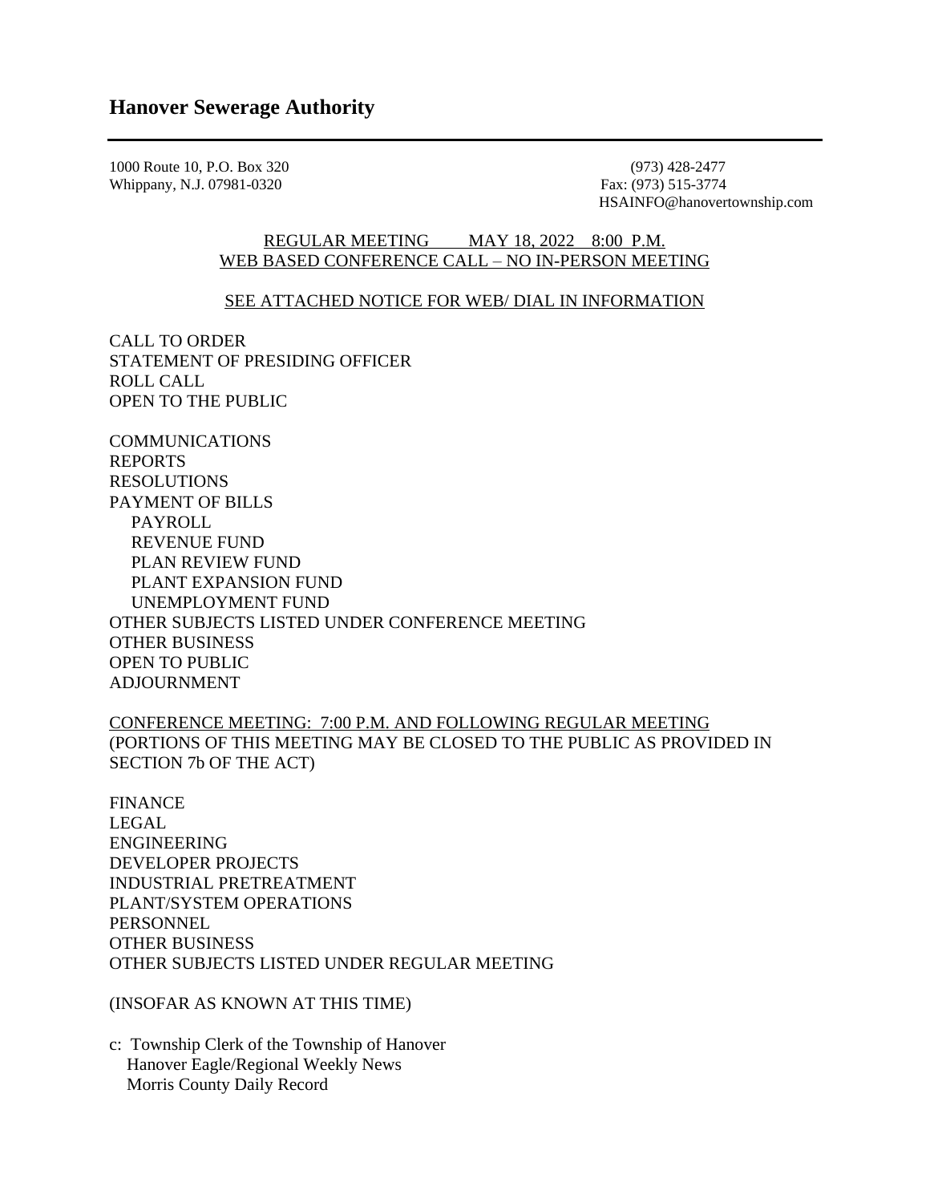# Hanover Sewerage Authority

1000 Route 10, P.O. Box 320
Whippany, N.J. 07981-0320

(973) 428-2477
Fax: (973) 515-3774
HSAINFO@hanovertownship.com

REGULAR MEETING MAY 18, 2022 8:00 P.M.
WEB BASED CONFERENCE CALL – NO IN-PERSON MEETING

SEE ATTACHED NOTICE FOR WEB/ DIAL IN INFORMATION

CALL TO ORDER
STATEMENT OF PRESIDING OFFICER
ROLL CALL
OPEN TO THE PUBLIC

COMMUNICATIONS
REPORTS
RESOLUTIONS
PAYMENT OF BILLS
- PAYROLL
- REVENUE FUND
- PLAN REVIEW FUND
- PLANT EXPANSION FUND
- UNEMPLOYMENT FUND

OTHER SUBJECTS LISTED UNDER CONFERENCE MEETING
OTHER BUSINESS
OPEN TO PUBLIC
ADJOURNMENT

CONFERENCE MEETING: 7:00 P.M. AND FOLLOWING REGULAR MEETING
(PORTIONS OF THIS MEETING MAY BE CLOSED TO THE PUBLIC AS PROVIDED IN SECTION 7b OF THE ACT)

FINANCE
LEGAL
ENGINEERING
DEVELOPER PROJECTS
INDUSTRIAL PRETREATMENT
PLANT/SYSTEM OPERATIONS
PERSONNEL
OTHER BUSINESS
OTHER SUBJECTS LISTED UNDER REGULAR MEETING

(INSOFAR AS KNOWN AT THIS TIME)

c: Township Clerk of the Township of Hanover
Hanover Eagle/Regional Weekly News
Morris County Daily Record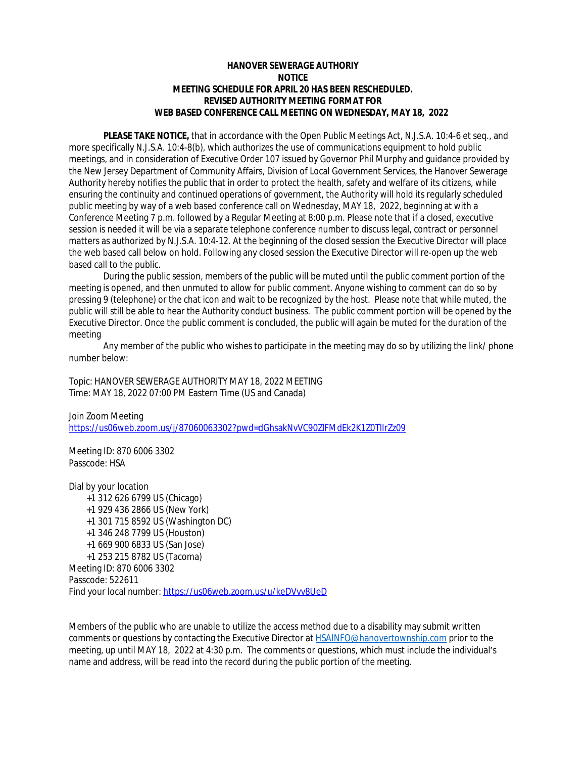**HANOVER SEWERAGE AUTHORIY**
**NOTICE**
**MEETING SCHEDULE FOR APRIL 20 HAS BEEN RESCHEDULED.**
**REVISED AUTHORITY MEETING FORMAT FOR**
**WEB BASED CONFERENCE CALL MEETING ON WEDNESDAY, MAY 18, 2022**

**PLEASE TAKE NOTICE,** that in accordance with the Open Public Meetings Act, N.J.S.A. 10:4-6 et seq., and more specifically N.J.S.A. 10:4-8(b), which authorizes the use of communications equipment to hold public meetings, and in consideration of Executive Order 107 issued by Governor Phil Murphy and guidance provided by the New Jersey Department of Community Affairs, Division of Local Government Services, the Hanover Sewerage Authority hereby notifies the public that in order to protect the health, safety and welfare of its citizens, while ensuring the continuity and continued operations of government, the Authority will hold its regularly scheduled public meeting by way of a web based conference call on Wednesday, MAY 18, 2022, beginning at with a Conference Meeting 7 p.m. followed by a Regular Meeting at 8:00 p.m. Please note that if a closed, executive session is needed it will be via a separate telephone conference number to discuss legal, contract or personnel matters as authorized by N.J.S.A. 10:4-12. At the beginning of the closed session the Executive Director will place the web based call below on hold. Following any closed session the Executive Director will re-open up the web based call to the public.

During the public session, members of the public will be muted until the public comment portion of the meeting is opened, and then unmuted to allow for public comment. Anyone wishing to comment can do so by pressing 9 (telephone) or the chat icon and wait to be recognized by the host. Please note that while muted, the public will still be able to hear the Authority conduct business. The public comment portion will be opened by the Executive Director. Once the public comment is concluded, the public will again be muted for the duration of the meeting

Any member of the public who wishes to participate in the meeting may do so by utilizing the link/ phone number below:

Topic: HANOVER SEWERAGE AUTHORITY MAY 18, 2022 MEETING
Time: MAY 18, 2022 07:00 PM Eastern Time (US and Canada)

Join Zoom Meeting
https://us06web.zoom.us/j/87060063302?pwd=dGhsakNvVC90ZlFMdEk2K1Z0TlIrZz09

Meeting ID: 870 6006 3302
Passcode: HSA

Dial by your location
+1 312 626 6799 US (Chicago)
+1 929 436 2866 US (New York)
+1 301 715 8592 US (Washington DC)
+1 346 248 7799 US (Houston)
+1 669 900 6833 US (San Jose)
+1 253 215 8782 US (Tacoma)
Meeting ID: 870 6006 3302
Passcode: 522611
Find your local number: https://us06web.zoom.us/u/keDVvv8UeD

Members of the public who are unable to utilize the access method due to a disability may submit written comments or questions by contacting the Executive Director at HSAINFO@hanovertownship.com prior to the meeting, up until MAY 18, 2022 at 4:30 p.m. The comments or questions, which must include the individual's name and address, will be read into the record during the public portion of the meeting.